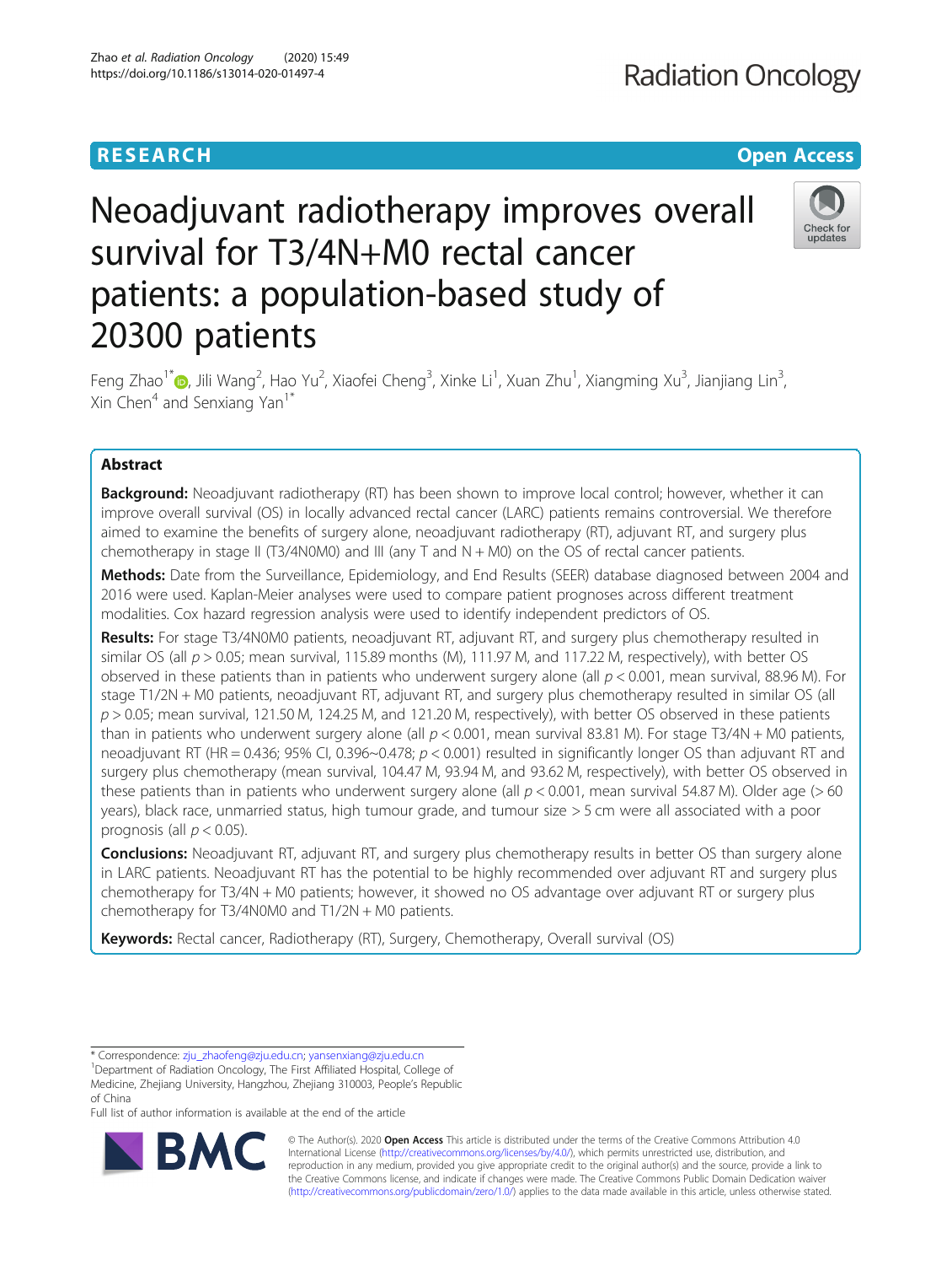RESEARCH Open Access

# Neoadjuvant radiotherapy improves overall survival for T3/4N+M0 rectal cancer patients: a population-based study of 20300 patients

Feng Zhao[1*], Jili Wang[2], Hao Yu[2], Xiaofei Cheng[3], Xinke Li[1], Xuan Zhu[1], Xiangming Xu[3], Jianjiang Lin[3], Xin Chen[4] and Senxiang Yan[1*]

## Abstract

**Background:** Neoadjuvant radiotherapy (RT) has been shown to improve local control; however, whether it can improve overall survival (OS) in locally advanced rectal cancer (LARC) patients remains controversial. We therefore aimed to examine the benefits of surgery alone, neoadjuvant radiotherapy (RT), adjuvant RT, and surgery plus chemotherapy in stage II (T3/4N0M0) and III (any T and N + M0) on the OS of rectal cancer patients.

**Methods:** Date from the Surveillance, Epidemiology, and End Results (SEER) database diagnosed between 2004 and 2016 were used. Kaplan-Meier analyses were used to compare patient prognoses across different treatment modalities. Cox hazard regression analysis were used to identify independent predictors of OS.

**Results:** For stage T3/4N0M0 patients, neoadjuvant RT, adjuvant RT, and surgery plus chemotherapy resulted in similar OS (all $p > 0.05$; mean survival, 115.89 months (M), 111.97 M, and 117.22 M, respectively), with better OS observed in these patients than in patients who underwent surgery alone (all $p < 0.001$, mean survival, 88.96 M). For stage T1/2N + M0 patients, neoadjuvant RT, adjuvant RT, and surgery plus chemotherapy resulted in similar OS (all $p > 0.05$; mean survival, 121.50 M, 124.25 M, and 121.20 M, respectively), with better OS observed in these patients than in patients who underwent surgery alone (all $p < 0.001$, mean survival 83.81 M). For stage T3/4N + M0 patients, neoadjuvant RT (HR = 0.436; 95% CI, 0.396~0.478; $p < 0.001$) resulted in significantly longer OS than adjuvant RT and surgery plus chemotherapy (mean survival, 104.47 M, 93.94 M, and 93.62 M, respectively), with better OS observed in these patients than in patients who underwent surgery alone (all $p < 0.001$, mean survival 54.87 M). Older age (> 60 years), black race, unmarried status, high tumour grade, and tumour size > 5 cm were all associated with a poor prognosis (all $p < 0.05$).

**Conclusions:** Neoadjuvant RT, adjuvant RT, and surgery plus chemotherapy results in better OS than surgery alone in LARC patients. Neoadjuvant RT has the potential to be highly recommended over adjuvant RT and surgery plus chemotherapy for T3/4N + M0 patients; however, it showed no OS advantage over adjuvant RT or surgery plus chemotherapy for T3/4N0M0 and T1/2N + M0 patients.

**Keywords:** Rectal cancer, Radiotherapy (RT), Surgery, Chemotherapy, Overall survival (OS)

* Correspondence: zju_zhaofeng@zju.edu.cn; yansenxiang@zju.edu.cn
[1]Department of Radiation Oncology, The First Affiliated Hospital, College of Medicine, Zhejiang University, Hangzhou, Zhejiang 310003, People's Republic of China
Full list of author information is available at the end of the article

© The Author(s). 2020 **Open Access** This article is distributed under the terms of the Creative Commons Attribution 4.0 International License (http://creativecommons.org/licenses/by/4.0/), which permits unrestricted use, distribution, and reproduction in any medium, provided you give appropriate credit to the original author(s) and the source, provide a link to the Creative Commons license, and indicate if changes were made. The Creative Commons Public Domain Dedication waiver (http://creativecommons.org/publicdomain/zero/1.0/) applies to the data made available in this article, unless otherwise stated.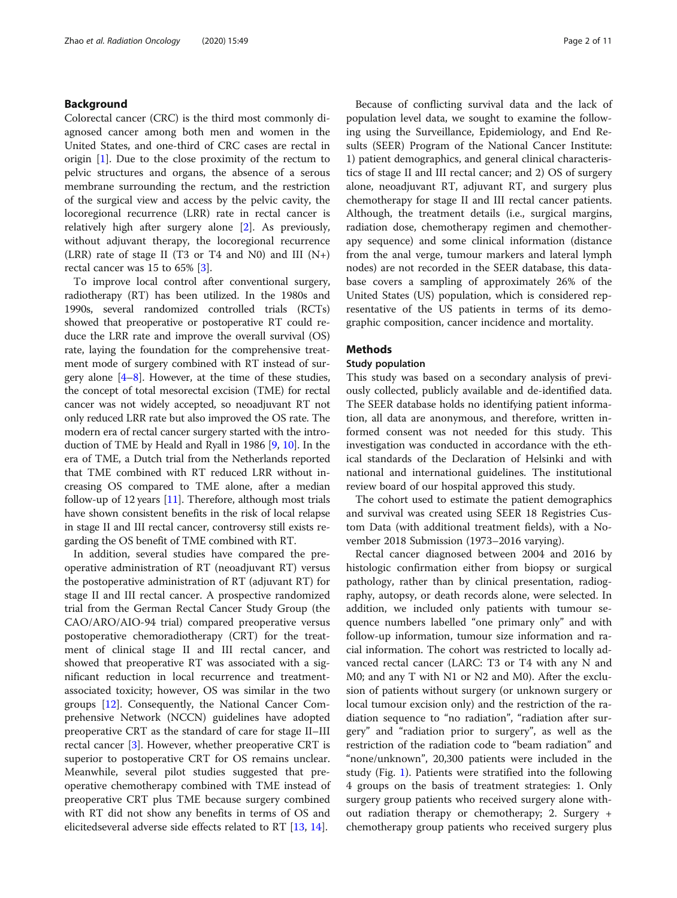## Background

Colorectal cancer (CRC) is the third most commonly diagnosed cancer among both men and women in the United States, and one-third of CRC cases are rectal in origin [1]. Due to the close proximity of the rectum to pelvic structures and organs, the absence of a serous membrane surrounding the rectum, and the restriction of the surgical view and access by the pelvic cavity, the locoregional recurrence (LRR) rate in rectal cancer is relatively high after surgery alone [2]. As previously, without adjuvant therapy, the locoregional recurrence (LRR) rate of stage II (T3 or T4 and N0) and III (N+) rectal cancer was 15 to 65% [3].

To improve local control after conventional surgery, radiotherapy (RT) has been utilized. In the 1980s and 1990s, several randomized controlled trials (RCTs) showed that preoperative or postoperative RT could reduce the LRR rate and improve the overall survival (OS) rate, laying the foundation for the comprehensive treatment mode of surgery combined with RT instead of surgery alone [4–8]. However, at the time of these studies, the concept of total mesorectal excision (TME) for rectal cancer was not widely accepted, so neoadjuvant RT not only reduced LRR rate but also improved the OS rate. The modern era of rectal cancer surgery started with the introduction of TME by Heald and Ryall in 1986 [9, 10]. In the era of TME, a Dutch trial from the Netherlands reported that TME combined with RT reduced LRR without increasing OS compared to TME alone, after a median follow-up of 12 years [11]. Therefore, although most trials have shown consistent benefits in the risk of local relapse in stage II and III rectal cancer, controversy still exists regarding the OS benefit of TME combined with RT.

In addition, several studies have compared the preoperative administration of RT (neoadjuvant RT) versus the postoperative administration of RT (adjuvant RT) for stage II and III rectal cancer. A prospective randomized trial from the German Rectal Cancer Study Group (the CAO/ARO/AIO-94 trial) compared preoperative versus postoperative chemoradiotherapy (CRT) for the treatment of clinical stage II and III rectal cancer, and showed that preoperative RT was associated with a significant reduction in local recurrence and treatment-associated toxicity; however, OS was similar in the two groups [12]. Consequently, the National Cancer Comprehensive Network (NCCN) guidelines have adopted preoperative CRT as the standard of care for stage II–III rectal cancer [3]. However, whether preoperative CRT is superior to postoperative CRT for OS remains unclear. Meanwhile, several pilot studies suggested that preoperative chemotherapy combined with TME instead of preoperative CRT plus TME because surgery combined with RT did not show any benefits in terms of OS and elicitedseveral adverse side effects related to RT [13, 14].

Because of conflicting survival data and the lack of population level data, we sought to examine the following using the Surveillance, Epidemiology, and End Results (SEER) Program of the National Cancer Institute: 1) patient demographics, and general clinical characteristics of stage II and III rectal cancer; and 2) OS of surgery alone, neoadjuvant RT, adjuvant RT, and surgery plus chemotherapy for stage II and III rectal cancer patients. Although, the treatment details (i.e., surgical margins, radiation dose, chemotherapy regimen and chemotherapy sequence) and some clinical information (distance from the anal verge, tumour markers and lateral lymph nodes) are not recorded in the SEER database, this database covers a sampling of approximately 26% of the United States (US) population, which is considered representative of the US patients in terms of its demographic composition, cancer incidence and mortality.

## Methods

### Study population

This study was based on a secondary analysis of previously collected, publicly available and de-identified data. The SEER database holds no identifying patient information, all data are anonymous, and therefore, written informed consent was not needed for this study. This investigation was conducted in accordance with the ethical standards of the Declaration of Helsinki and with national and international guidelines. The institutional review board of our hospital approved this study.

The cohort used to estimate the patient demographics and survival was created using SEER 18 Registries Custom Data (with additional treatment fields), with a November 2018 Submission (1973–2016 varying).

Rectal cancer diagnosed between 2004 and 2016 by histologic confirmation either from biopsy or surgical pathology, rather than by clinical presentation, radiography, autopsy, or death records alone, were selected. In addition, we included only patients with tumour sequence numbers labelled "one primary only" and with follow-up information, tumour size information and racial information. The cohort was restricted to locally advanced rectal cancer (LARC: T3 or T4 with any N and M0; and any T with N1 or N2 and M0). After the exclusion of patients without surgery (or unknown surgery or local tumour excision only) and the restriction of the radiation sequence to "no radiation", "radiation after surgery" and "radiation prior to surgery", as well as the restriction of the radiation code to "beam radiation" and "none/unknown", 20,300 patients were included in the study (Fig. 1). Patients were stratified into the following 4 groups on the basis of treatment strategies: 1. Only surgery group patients who received surgery alone without radiation therapy or chemotherapy; 2. Surgery + chemotherapy group patients who received surgery plus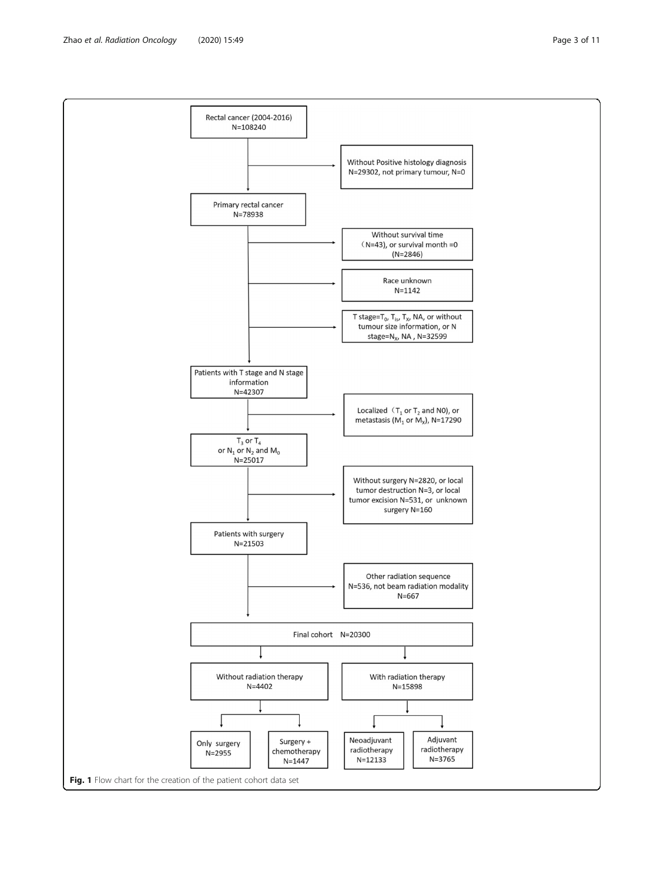Rectal cancer (2004-2016)
N=108240

Without Positive histology diagnosis N=29302, not primary tumour, N=0

Primary rectal cancer
N=78938

Without survival time (N=43), or survival month =0 (N=2846)

Race unknown
N=1142

T stage=$T_0$, $T_{is}$, $T_X$, NA, or without tumour size information, or N stage=$N_X$, NA , N=32599

Patients with T stage and N stage information
N=42307

Localized ($T_1$ or $T_2$ and N0), or metastasis ($M_1$ or $M_X$), N=17290

$T_3$ or $T_4$ or $N_1$ or $N_2$ and $M_0$
N=25017

Without surgery N=2820, or local tumor destruction N=3, or local tumor excision N=531, or unknown surgery N=160

Patients with surgery
N=21503

Other radiation sequence N=536, not beam radiation modality N=667

Final cohort N=20300

Without radiation therapy
N=4402

With radiation therapy
N=15898

Only surgery
N=2955

Surgery + chemotherapy
N=1447

Neoadjuvant radiotherapy
N=12133

Adjuvant radiotherapy
N=3765

**Fig. 1** Flow chart for the creation of the patient cohort data set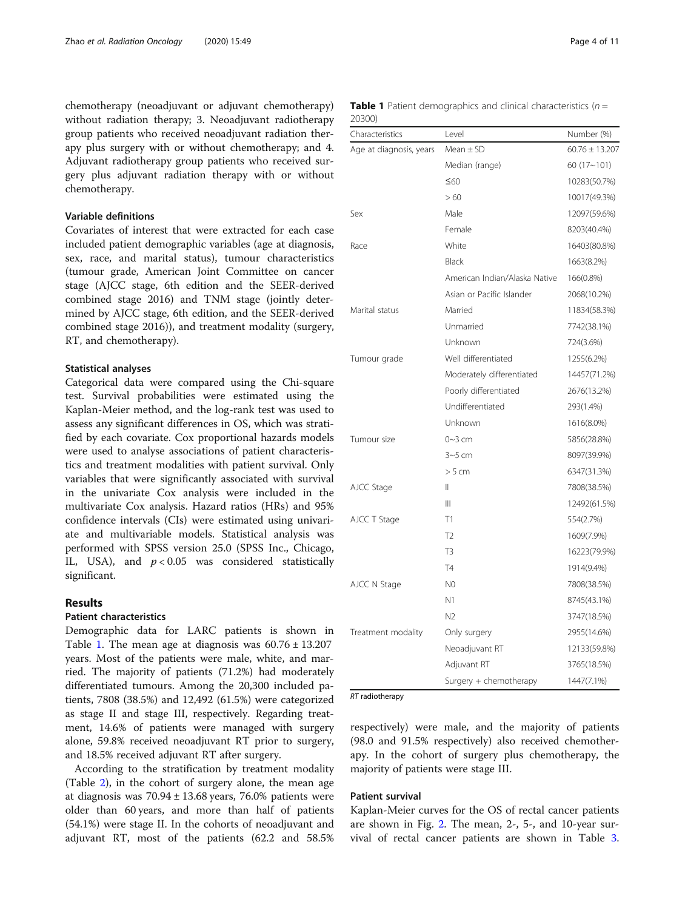chemotherapy (neoadjuvant or adjuvant chemotherapy) without radiation therapy; 3. Neoadjuvant radiotherapy group patients who received neoadjuvant radiation therapy plus surgery with or without chemotherapy; and 4. Adjuvant radiotherapy group patients who received surgery plus adjuvant radiation therapy with or without chemotherapy.

### Variable definitions

Covariates of interest that were extracted for each case included patient demographic variables (age at diagnosis, sex, race, and marital status), tumour characteristics (tumour grade, American Joint Committee on cancer stage (AJCC stage, 6th edition and the SEER-derived combined stage 2016) and TNM stage (jointly determined by AJCC stage, 6th edition, and the SEER-derived combined stage 2016)), and treatment modality (surgery, RT, and chemotherapy).

### Statistical analyses

Categorical data were compared using the Chi-square test. Survival probabilities were estimated using the Kaplan-Meier method, and the log-rank test was used to assess any significant differences in OS, which was stratified by each covariate. Cox proportional hazards models were used to analyse associations of patient characteristics and treatment modalities with patient survival. Only variables that were significantly associated with survival in the univariate Cox analysis were included in the multivariate Cox analysis. Hazard ratios (HRs) and 95% confidence intervals (CIs) were estimated using univariate and multivariable models. Statistical analysis was performed with SPSS version 25.0 (SPSS Inc., Chicago, IL, USA), and $p < 0.05$ was considered statistically significant.

## Results

### Patient characteristics

Demographic data for LARC patients is shown in Table 1. The mean age at diagnosis was $60.76 \pm 13.207$ years. Most of the patients were male, white, and married. The majority of patients (71.2%) had moderately differentiated tumours. Among the 20,300 included patients, 7808 (38.5%) and 12,492 (61.5%) were categorized as stage II and stage III, respectively. Regarding treatment, 14.6% of patients were managed with surgery alone, 59.8% received neoadjuvant RT prior to surgery, and 18.5% received adjuvant RT after surgery.

According to the stratification by treatment modality (Table 2), in the cohort of surgery alone, the mean age at diagnosis was $70.94 \pm 13.68$ years, 76.0% patients were older than 60 years, and more than half of patients (54.1%) were stage II. In the cohorts of neoadjuvant and adjuvant RT, most of the patients (62.2 and 58.5% respectively) were male, and the majority of patients (98.0 and 91.5% respectively) also received chemotherapy. In the cohort of surgery plus chemotherapy, the majority of patients were stage III.

**Table 1** Patient demographics and clinical characteristics ($n = 20300$)

| Characteristics | Level | Number (%) |
|---|---|---|
| Age at diagnosis, years | Mean ± SD | 60.76 ± 13.207 |
| | Median (range) | 60 (17~101) |
| | ≤60 | 10283(50.7%) |
| | > 60 | 10017(49.3%) |
| Sex | Male | 12097(59.6%) |
| | Female | 8203(40.4%) |
| Race | White | 16403(80.8%) |
| | Black | 1663(8.2%) |
| | American Indian/Alaska Native | 166(0.8%) |
| | Asian or Pacific Islander | 2068(10.2%) |
| Marital status | Married | 11834(58.3%) |
| | Unmarried | 7742(38.1%) |
| | Unknown | 724(3.6%) |
| Tumour grade | Well differentiated | 1255(6.2%) |
| | Moderately differentiated | 14457(71.2%) |
| | Poorly differentiated | 2676(13.2%) |
| | Undifferentiated | 293(1.4%) |
| | Unknown | 1616(8.0%) |
| Tumour size | 0~3 cm | 5856(28.8%) |
| | 3~5 cm | 8097(39.9%) |
| | > 5 cm | 6347(31.3%) |
| AJCC Stage | II | 7808(38.5%) |
| | III | 12492(61.5%) |
| AJCC T Stage | T1 | 554(2.7%) |
| | T2 | 1609(7.9%) |
| | T3 | 16223(79.9%) |
| | T4 | 1914(9.4%) |
| AJCC N Stage | N0 | 7808(38.5%) |
| | N1 | 8745(43.1%) |
| | N2 | 3747(18.5%) |
| Treatment modality | Only surgery | 2955(14.6%) |
| | Neoadjuvant RT | 12133(59.8%) |
| | Adjuvant RT | 3765(18.5%) |
| | Surgery + chemotherapy | 1447(7.1%) |

*RT* radiotherapy

### Patient survival

Kaplan-Meier curves for the OS of rectal cancer patients are shown in Fig. 2. The mean, 2-, 5-, and 10-year survival of rectal cancer patients are shown in Table 3.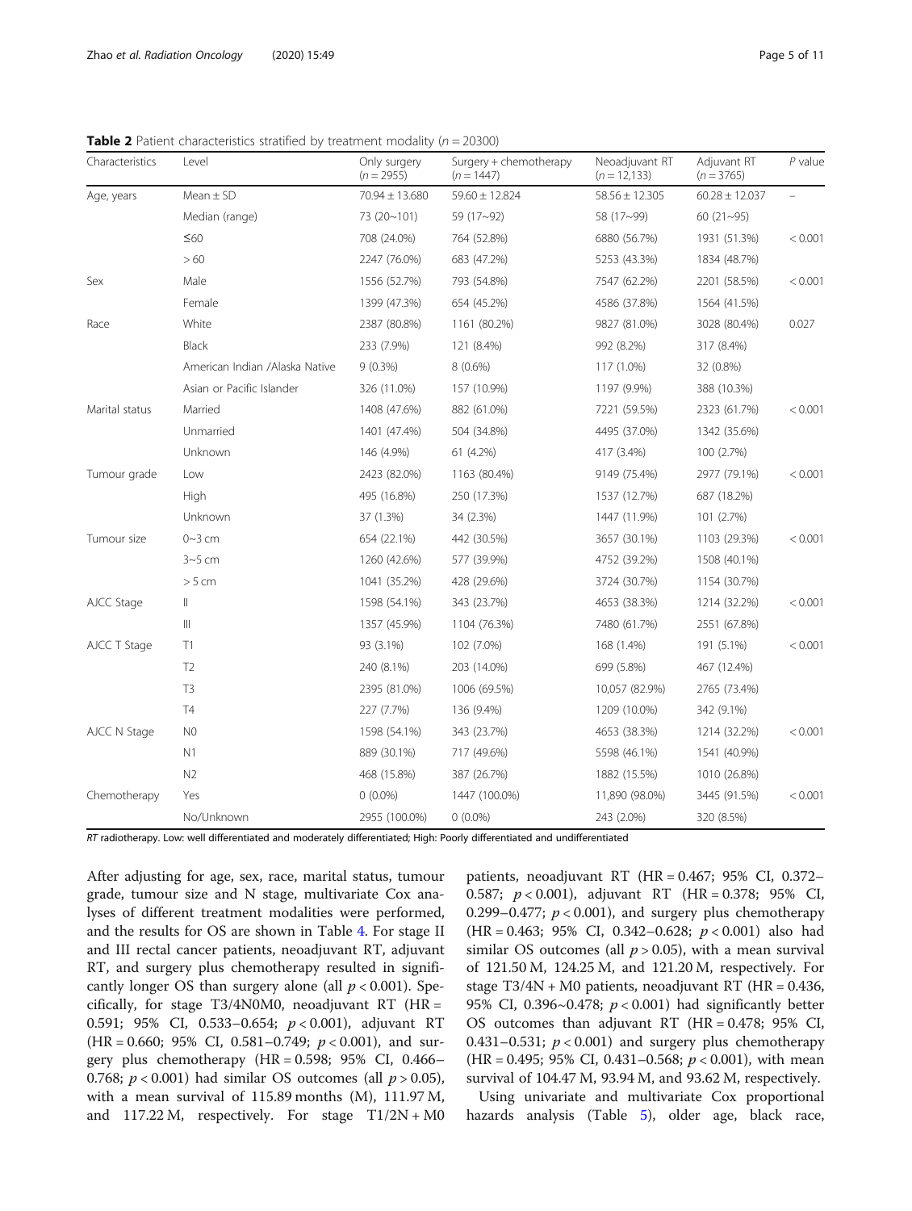**Table 2** Patient characteristics stratified by treatment modality ($n = 20300$)

| Characteristics | Level | Only surgery ($n = 2955$) | Surgery + chemotherapy ($n = 1447$) | Neoadjuvant RT ($n = 12,133$) | Adjuvant RT ($n = 3765$) | $P$ value |
|---|---|---|---|---|---|---|
| Age, years | Mean ± SD | 70.94 ± 13.680 | 59.60 ± 12.824 | 58.56 ± 12.305 | 60.28 ± 12.037 | – |
| | Median (range) | 73 (20~101) | 59 (17~92) | 58 (17~99) | 60 (21~95) | |
| | ≤60 | 708 (24.0%) | 764 (52.8%) | 6880 (56.7%) | 1931 (51.3%) | < 0.001 |
| | > 60 | 2247 (76.0%) | 683 (47.2%) | 5253 (43.3%) | 1834 (48.7%) | |
| Sex | Male | 1556 (52.7%) | 793 (54.8%) | 7547 (62.2%) | 2201 (58.5%) | < 0.001 |
| | Female | 1399 (47.3%) | 654 (45.2%) | 4586 (37.8%) | 1564 (41.5%) | |
| Race | White | 2387 (80.8%) | 1161 (80.2%) | 9827 (81.0%) | 3028 (80.4%) | 0.027 |
| | Black | 233 (7.9%) | 121 (8.4%) | 992 (8.2%) | 317 (8.4%) | |
| | American Indian /Alaska Native | 9 (0.3%) | 8 (0.6%) | 117 (1.0%) | 32 (0.8%) | |
| | Asian or Pacific Islander | 326 (11.0%) | 157 (10.9%) | 1197 (9.9%) | 388 (10.3%) | |
| Marital status | Married | 1408 (47.6%) | 882 (61.0%) | 7221 (59.5%) | 2323 (61.7%) | < 0.001 |
| | Unmarried | 1401 (47.4%) | 504 (34.8%) | 4495 (37.0%) | 1342 (35.6%) | |
| | Unknown | 146 (4.9%) | 61 (4.2%) | 417 (3.4%) | 100 (2.7%) | |
| Tumour grade | Low | 2423 (82.0%) | 1163 (80.4%) | 9149 (75.4%) | 2977 (79.1%) | < 0.001 |
| | High | 495 (16.8%) | 250 (17.3%) | 1537 (12.7%) | 687 (18.2%) | |
| | Unknown | 37 (1.3%) | 34 (2.3%) | 1447 (11.9%) | 101 (2.7%) | |
| Tumour size | 0~3 cm | 654 (22.1%) | 442 (30.5%) | 3657 (30.1%) | 1103 (29.3%) | < 0.001 |
| | 3~5 cm | 1260 (42.6%) | 577 (39.9%) | 4752 (39.2%) | 1508 (40.1%) | |
| | > 5 cm | 1041 (35.2%) | 428 (29.6%) | 3724 (30.7%) | 1154 (30.7%) | |
| AJCC Stage | II | 1598 (54.1%) | 343 (23.7%) | 4653 (38.3%) | 1214 (32.2%) | < 0.001 |
| | III | 1357 (45.9%) | 1104 (76.3%) | 7480 (61.7%) | 2551 (67.8%) | |
| AJCC T Stage | T1 | 93 (3.1%) | 102 (7.0%) | 168 (1.4%) | 191 (5.1%) | < 0.001 |
| | T2 | 240 (8.1%) | 203 (14.0%) | 699 (5.8%) | 467 (12.4%) | |
| | T3 | 2395 (81.0%) | 1006 (69.5%) | 10,057 (82.9%) | 2765 (73.4%) | |
| | T4 | 227 (7.7%) | 136 (9.4%) | 1209 (10.0%) | 342 (9.1%) | |
| AJCC N Stage | N0 | 1598 (54.1%) | 343 (23.7%) | 4653 (38.3%) | 1214 (32.2%) | < 0.001 |
| | N1 | 889 (30.1%) | 717 (49.6%) | 5598 (46.1%) | 1541 (40.9%) | |
| | N2 | 468 (15.8%) | 387 (26.7%) | 1882 (15.5%) | 1010 (26.8%) | |
| Chemotherapy | Yes | 0 (0.0%) | 1447 (100.0%) | 11,890 (98.0%) | 3445 (91.5%) | < 0.001 |
| | No/Unknown | 2955 (100.0%) | 0 (0.0%) | 243 (2.0%) | 320 (8.5%) | |

*RT* radiotherapy. Low: well differentiated and moderately differentiated; High: Poorly differentiated and undifferentiated

After adjusting for age, sex, race, marital status, tumour grade, tumour size and N stage, multivariate Cox analyses of different treatment modalities were performed, and the results for OS are shown in Table 4. For stage II and III rectal cancer patients, neoadjuvant RT, adjuvant RT, and surgery plus chemotherapy resulted in significantly longer OS than surgery alone (all $p < 0.001$). Specifically, for stage T3/4N0M0, neoadjuvant RT (HR = 0.591; 95% CI, 0.533–0.654; $p < 0.001$), adjuvant RT (HR = 0.660; 95% CI, 0.581–0.749; $p < 0.001$), and surgery plus chemotherapy (HR = 0.598; 95% CI, 0.466–0.768; $p < 0.001$) had similar OS outcomes (all $p > 0.05$), with a mean survival of 115.89 months (M), 111.97 M, and 117.22 M, respectively. For stage T1/2N + M0 patients, neoadjuvant RT (HR = 0.467; 95% CI, 0.372–0.587; $p < 0.001$), adjuvant RT (HR = 0.378; 95% CI, 0.299–0.477; $p < 0.001$), and surgery plus chemotherapy (HR = 0.463; 95% CI, 0.342–0.628; $p < 0.001$) also had similar OS outcomes (all $p > 0.05$), with a mean survival of 121.50 M, 124.25 M, and 121.20 M, respectively. For stage T3/4N + M0 patients, neoadjuvant RT (HR = 0.436, 95% CI, 0.396~0.478; $p < 0.001$) had significantly better OS outcomes than adjuvant RT (HR = 0.478; 95% CI, 0.431–0.531; $p < 0.001$) and surgery plus chemotherapy (HR = 0.495; 95% CI, 0.431–0.568; $p < 0.001$), with mean survival of 104.47 M, 93.94 M, and 93.62 M, respectively.

Using univariate and multivariate Cox proportional hazards analysis (Table 5), older age, black race,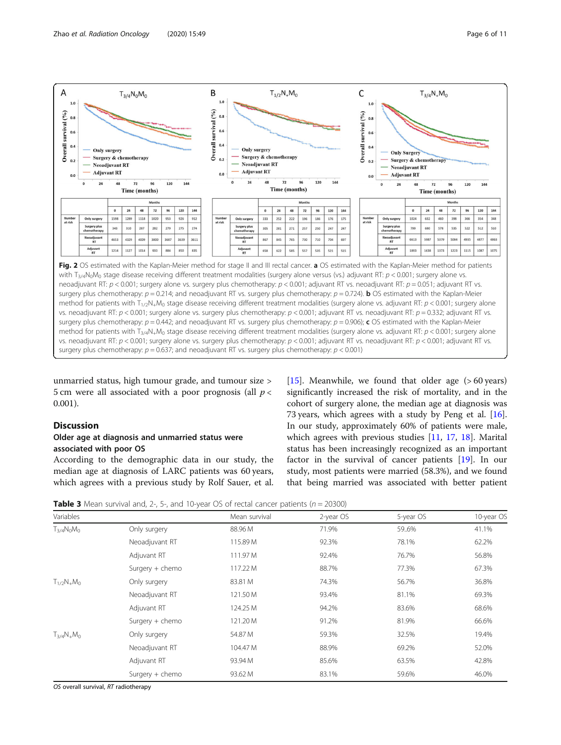Fig. 2 OS estimated with the Kaplan-Meier method for stage II and III rectal cancer. **a** OS estimated with the Kaplan-Meier method for patients with $T_{3/4}N_0M_0$ stage disease receiving different treatment modalities (surgery alone versus (vs.) adjuvant RT: $p < 0.001$; surgery alone vs. neoadjuvant RT: $p < 0.001$; surgery alone vs. surgery plus chemotherapy: $p < 0.001$; adjuvant RT vs. neoadjuvant RT: $p = 0.051$; adjuvant RT vs. surgery plus chemotherapy: $p = 0.214$; and neoadjuvant RT vs. surgery plus chemotherapy: $p = 0.724$). **b** OS estimated with the Kaplan-Meier method for patients with $T_{1/2}N_+M_0$ stage disease receiving different treatment modalities (surgery alone vs. adjuvant RT: $p < 0.001$; surgery alone vs. neoadjuvant RT: $p < 0.001$; surgery alone vs. surgery plus chemotherapy: $p < 0.001$; adjuvant RT vs. neoadjuvant RT: $p = 0.332$; adjuvant RT vs. surgery plus chemotherapy: $p = 0.442$; and neoadjuvant RT vs. surgery plus chemotherapy: $p = 0.906$); **c** OS estimated with the Kaplan-Meier method for patients with $T_{3/4}N_+M_0$ stage disease receiving different treatment modalities (surgery alone vs. adjuvant RT: $p < 0.001$; surgery alone vs. neoadjuvant RT: $p < 0.001$; surgery alone vs. surgery plus chemotherapy: $p < 0.001$; adjuvant RT vs. neoadjuvant RT: $p < 0.001$; adjuvant RT vs. surgery plus chemotherapy: $p = 0.637$; and neoadjuvant RT vs. surgery plus chemotherapy: $p < 0.001$)

unmarried status, high tumour grade, and tumour size > 5 cm were all associated with a poor prognosis (all $p < 0.001$).

## Discussion

### Older age at diagnosis and unmarried status were associated with poor OS

According to the demographic data in our study, the median age at diagnosis of LARC patients was 60 years, which agrees with a previous study by Rolf Sauer, et al. [15]. Meanwhile, we found that older age (> 60 years) significantly increased the risk of mortality, and in the cohort of surgery alone, the median age at diagnosis was 73 years, which agrees with a study by Peng et al. [16]. In our study, approximately 60% of patients were male, which agrees with previous studies [11, 17, 18]. Marital status has been increasingly recognized as an important factor in the survival of cancer patients [19]. In our study, most patients were married (58.3%), and we found that being married was associated with better patient

**Table 3** Mean survival and, 2-, 5-, and 10-year OS of rectal cancer patients ($n = 20300$)

| Variables | | Mean survival | 2-year OS | 5-year OS | 10-year OS |
|---|---|---|---|---|---|
| $T_{3/4}N_0M_0$ | Only surgery | 88.96 M | 71.9% | 59..6% | 41.1% |
| | Neoadjuvant RT | 115.89 M | 92.3% | 78.1% | 62.2% |
| | Adjuvant RT | 111.97 M | 92.4% | 76.7% | 56.8% |
| | Surgery + chemo | 117.22 M | 88.7% | 77.3% | 67.3% |
| $T_{1/2}N_+M_0$ | Only surgery | 83.81 M | 74.3% | 56.7% | 36.8% |
| | Neoadjuvant RT | 121.50 M | 93.4% | 81.1% | 69.3% |
| | Adjuvant RT | 124.25 M | 94.2% | 83.6% | 68.6% |
| | Surgery + chemo | 121.20 M | 91.2% | 81.9% | 66.6% |
| $T_{3/4}N_+M_0$ | Only surgery | 54.87 M | 59.3% | 32.5% | 19.4% |
| | Neoadjuvant RT | 104.47 M | 88.9% | 69.2% | 52.0% |
| | Adjuvant RT | 93.94 M | 85.6% | 63.5% | 42.8% |
| | Surgery + chemo | 93.62 M | 83.1% | 59.6% | 46.0% |

*OS* overall survival, *RT* radiotherapy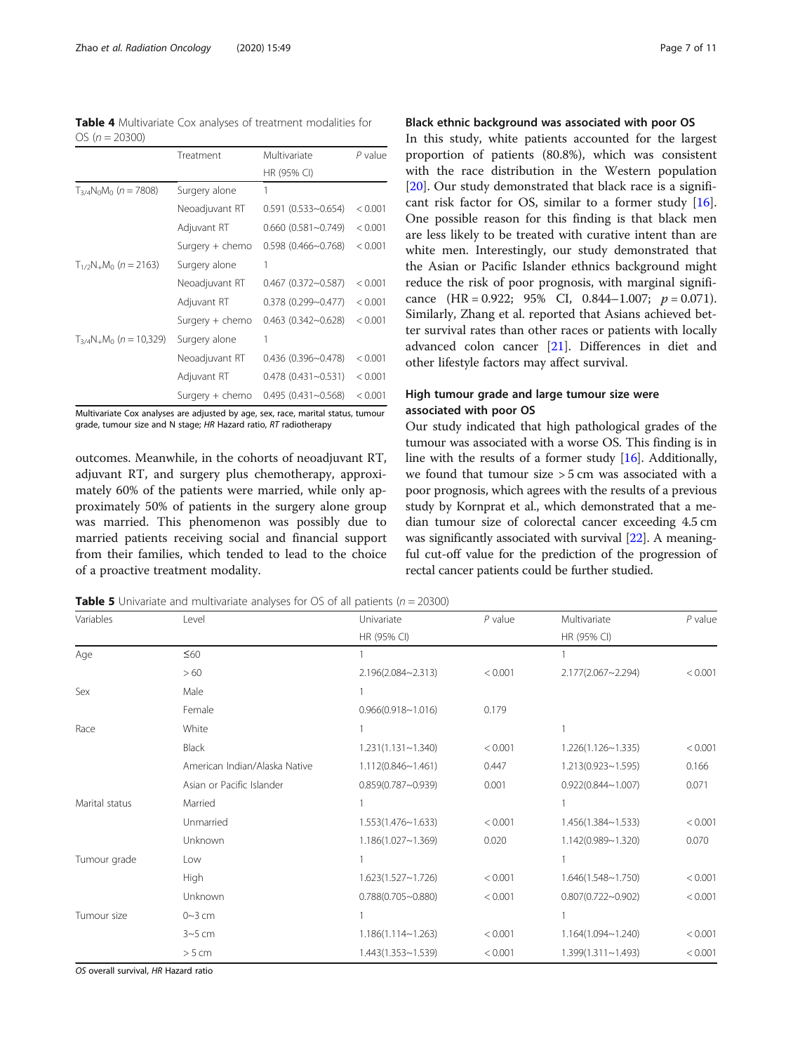**Table 4** Multivariate Cox analyses of treatment modalities for OS (n = 20300)

| | Treatment | Multivariate HR (95% CI) | P value |
|---|---|---|---|
| $T_{3/4}N_0M_0$ (n = 7808) | Surgery alone | 1 | |
| | Neoadjuvant RT | 0.591 (0.533~0.654) | < 0.001 |
| | Adjuvant RT | 0.660 (0.581~0.749) | < 0.001 |
| | Surgery + chemo | 0.598 (0.466~0.768) | < 0.001 |
| $T_{1/2}N_+M_0$ (n = 2163) | Surgery alone | 1 | |
| | Neoadjuvant RT | 0.467 (0.372~0.587) | < 0.001 |
| | Adjuvant RT | 0.378 (0.299~0.477) | < 0.001 |
| | Surgery + chemo | 0.463 (0.342~0.628) | < 0.001 |
| $T_{3/4}N_+M_0$ (n = 10,329) | Surgery alone | 1 | |
| | Neoadjuvant RT | 0.436 (0.396~0.478) | < 0.001 |
| | Adjuvant RT | 0.478 (0.431~0.531) | < 0.001 |
| | Surgery + chemo | 0.495 (0.431~0.568) | < 0.001 |

Multivariate Cox analyses are adjusted by age, sex, race, marital status, tumour grade, tumour size and N stage; *HR* Hazard ratio, *RT* radiotherapy

outcomes. Meanwhile, in the cohorts of neoadjuvant RT, adjuvant RT, and surgery plus chemotherapy, approximately 60% of the patients were married, while only approximately 50% of patients in the surgery alone group was married. This phenomenon was possibly due to married patients receiving social and financial support from their families, which tended to lead to the choice of a proactive treatment modality.

### Black ethnic background was associated with poor OS

In this study, white patients accounted for the largest proportion of patients (80.8%), which was consistent with the race distribution in the Western population [20]. Our study demonstrated that black race is a significant risk factor for OS, similar to a former study [16]. One possible reason for this finding is that black men are less likely to be treated with curative intent than are white men. Interestingly, our study demonstrated that the Asian or Pacific Islander ethnics background might reduce the risk of poor prognosis, with marginal significance (HR = 0.922; 95% CI, 0.844–1.007; $p = 0.071$). Similarly, Zhang et al. reported that Asians achieved better survival rates than other races or patients with locally advanced colon cancer [21]. Differences in diet and other lifestyle factors may affect survival.

### High tumour grade and large tumour size were associated with poor OS

Our study indicated that high pathological grades of the tumour was associated with a worse OS. This finding is in line with the results of a former study [16]. Additionally, we found that tumour size > 5 cm was associated with a poor prognosis, which agrees with the results of a previous study by Kornprat et al., which demonstrated that a median tumour size of colorectal cancer exceeding 4.5 cm was significantly associated with survival [22]. A meaningful cut-off value for the prediction of the progression of rectal cancer patients could be further studied.

**Table 5** Univariate and multivariate analyses for OS of all patients (n = 20300)

| Variables | Level | Univariate HR (95% CI) | P value | Multivariate HR (95% CI) | P value |
|---|---|---|---|---|---|
| Age | ≤60 | 1 | | 1 | |
| | > 60 | 2.196(2.084~2.313) | < 0.001 | 2.177(2.067~2.294) | < 0.001 |
| Sex | Male | 1 | | | |
| | Female | 0.966(0.918~1.016) | 0.179 | | |
| Race | White | 1 | | 1 | |
| | Black | 1.231(1.131~1.340) | < 0.001 | 1.226(1.126~1.335) | < 0.001 |
| | American Indian/Alaska Native | 1.112(0.846~1.461) | 0.447 | 1.213(0.923~1.595) | 0.166 |
| | Asian or Pacific Islander | 0.859(0.787~0.939) | 0.001 | 0.922(0.844~1.007) | 0.071 |
| Marital status | Married | 1 | | 1 | |
| | Unmarried | 1.553(1.476~1.633) | < 0.001 | 1.456(1.384~1.533) | < 0.001 |
| | Unknown | 1.186(1.027~1.369) | 0.020 | 1.142(0.989~1.320) | 0.070 |
| Tumour grade | Low | 1 | | 1 | |
| | High | 1.623(1.527~1.726) | < 0.001 | 1.646(1.548~1.750) | < 0.001 |
| | Unknown | 0.788(0.705~0.880) | < 0.001 | 0.807(0.722~0.902) | < 0.001 |
| Tumour size | 0~3 cm | 1 | | 1 | |
| | 3~5 cm | 1.186(1.114~1.263) | < 0.001 | 1.164(1.094~1.240) | < 0.001 |
| | > 5 cm | 1.443(1.353~1.539) | < 0.001 | 1.399(1.311~1.493) | < 0.001 |

*OS* overall survival, *HR* Hazard ratio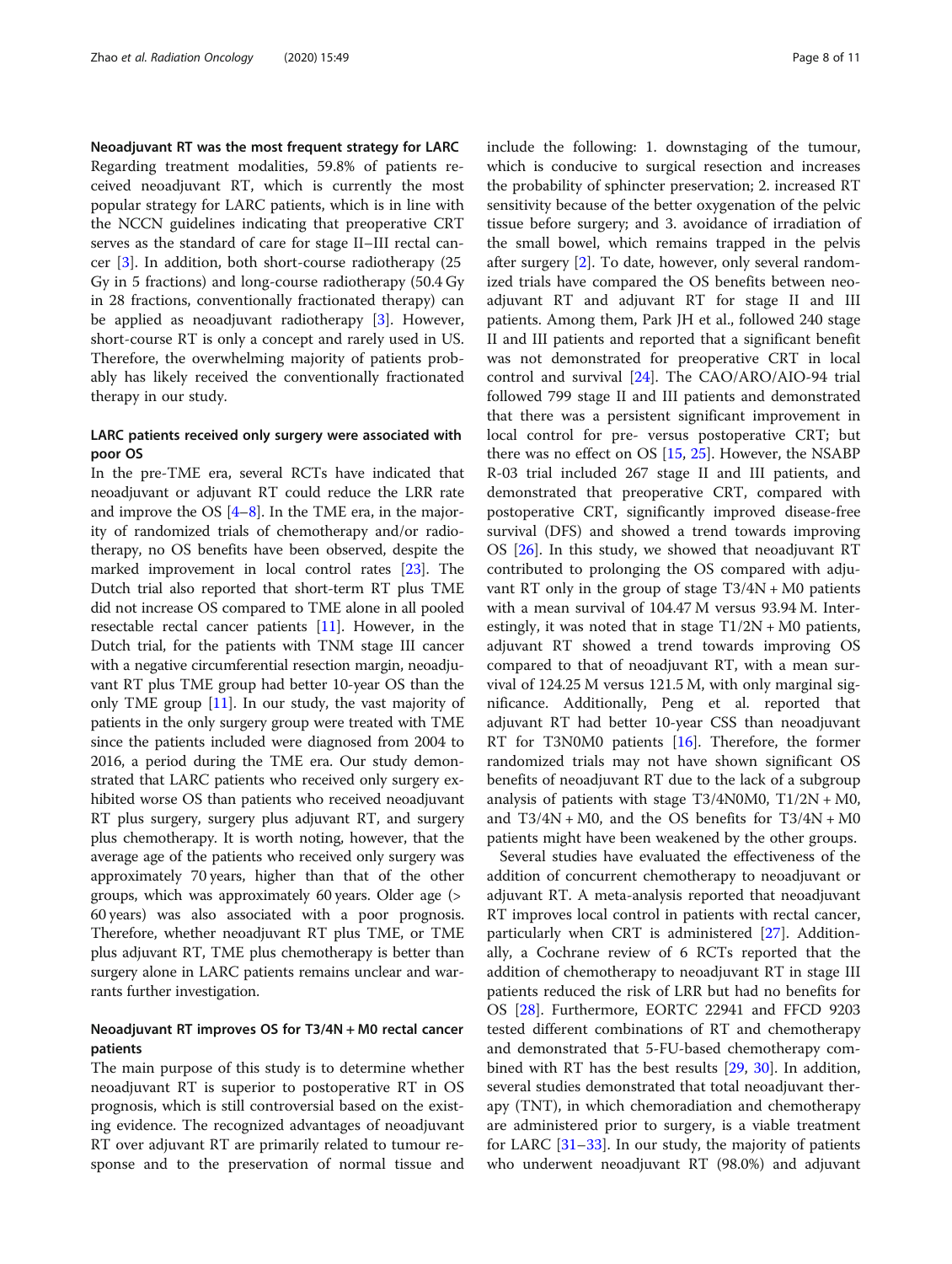### Neoadjuvant RT was the most frequent strategy for LARC

Regarding treatment modalities, 59.8% of patients received neoadjuvant RT, which is currently the most popular strategy for LARC patients, which is in line with the NCCN guidelines indicating that preoperative CRT serves as the standard of care for stage II–III rectal cancer [3]. In addition, both short-course radiotherapy (25 Gy in 5 fractions) and long-course radiotherapy (50.4 Gy in 28 fractions, conventionally fractionated therapy) can be applied as neoadjuvant radiotherapy [3]. However, short-course RT is only a concept and rarely used in US. Therefore, the overwhelming majority of patients probably has likely received the conventionally fractionated therapy in our study.

### LARC patients received only surgery were associated with poor OS

In the pre-TME era, several RCTs have indicated that neoadjuvant or adjuvant RT could reduce the LRR rate and improve the OS [4–8]. In the TME era, in the majority of randomized trials of chemotherapy and/or radiotherapy, no OS benefits have been observed, despite the marked improvement in local control rates [23]. The Dutch trial also reported that short-term RT plus TME did not increase OS compared to TME alone in all pooled resectable rectal cancer patients [11]. However, in the Dutch trial, for the patients with TNM stage III cancer with a negative circumferential resection margin, neoadjuvant RT plus TME group had better 10-year OS than the only TME group [11]. In our study, the vast majority of patients in the only surgery group were treated with TME since the patients included were diagnosed from 2004 to 2016, a period during the TME era. Our study demonstrated that LARC patients who received only surgery exhibited worse OS than patients who received neoadjuvant RT plus surgery, surgery plus adjuvant RT, and surgery plus chemotherapy. It is worth noting, however, that the average age of the patients who received only surgery was approximately 70 years, higher than that of the other groups, which was approximately 60 years. Older age (> 60 years) was also associated with a poor prognosis. Therefore, whether neoadjuvant RT plus TME, or TME plus adjuvant RT, TME plus chemotherapy is better than surgery alone in LARC patients remains unclear and warrants further investigation.

### Neoadjuvant RT improves OS for T3/4N + M0 rectal cancer patients

The main purpose of this study is to determine whether neoadjuvant RT is superior to postoperative RT in OS prognosis, which is still controversial based on the existing evidence. The recognized advantages of neoadjuvant RT over adjuvant RT are primarily related to tumour response and to the preservation of normal tissue and include the following: 1. downstaging of the tumour, which is conducive to surgical resection and increases the probability of sphincter preservation; 2. increased RT sensitivity because of the better oxygenation of the pelvic tissue before surgery; and 3. avoidance of irradiation of the small bowel, which remains trapped in the pelvis after surgery [2]. To date, however, only several randomized trials have compared the OS benefits between neoadjuvant RT and adjuvant RT for stage II and III patients. Among them, Park JH et al., followed 240 stage II and III patients and reported that a significant benefit was not demonstrated for preoperative CRT in local control and survival [24]. The CAO/ARO/AIO-94 trial followed 799 stage II and III patients and demonstrated that there was a persistent significant improvement in local control for pre- versus postoperative CRT; but there was no effect on OS [15, 25]. However, the NSABP R-03 trial included 267 stage II and III patients, and demonstrated that preoperative CRT, compared with postoperative CRT, significantly improved disease-free survival (DFS) and showed a trend towards improving OS [26]. In this study, we showed that neoadjuvant RT contributed to prolonging the OS compared with adjuvant RT only in the group of stage T3/4N + M0 patients with a mean survival of 104.47 M versus 93.94 M. Interestingly, it was noted that in stage T1/2N + M0 patients, adjuvant RT showed a trend towards improving OS compared to that of neoadjuvant RT, with a mean survival of 124.25 M versus 121.5 M, with only marginal significance. Additionally, Peng et al. reported that adjuvant RT had better 10-year CSS than neoadjuvant RT for T3N0M0 patients [16]. Therefore, the former randomized trials may not have shown significant OS benefits of neoadjuvant RT due to the lack of a subgroup analysis of patients with stage T3/4N0M0, T1/2N + M0, and T3/4N + M0, and the OS benefits for T3/4N + M0 patients might have been weakened by the other groups.

Several studies have evaluated the effectiveness of the addition of concurrent chemotherapy to neoadjuvant or adjuvant RT. A meta-analysis reported that neoadjuvant RT improves local control in patients with rectal cancer, particularly when CRT is administered [27]. Additionally, a Cochrane review of 6 RCTs reported that the addition of chemotherapy to neoadjuvant RT in stage III patients reduced the risk of LRR but had no benefits for OS [28]. Furthermore, EORTC 22941 and FFCD 9203 tested different combinations of RT and chemotherapy and demonstrated that 5-FU-based chemotherapy combined with RT has the best results [29, 30]. In addition, several studies demonstrated that total neoadjuvant therapy (TNT), in which chemoradiation and chemotherapy are administered prior to surgery, is a viable treatment for LARC [31–33]. In our study, the majority of patients who underwent neoadjuvant RT (98.0%) and adjuvant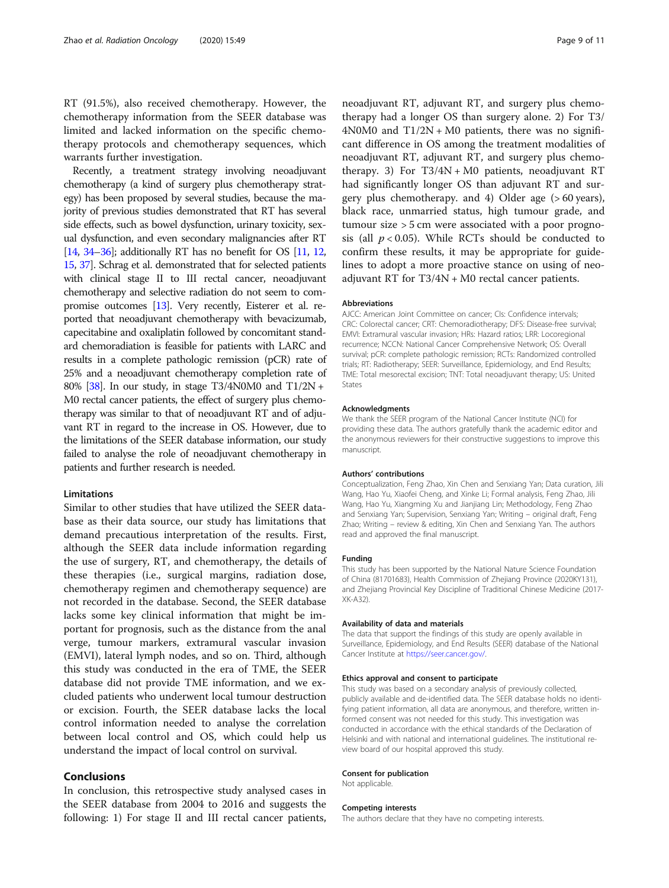RT (91.5%), also received chemotherapy. However, the chemotherapy information from the SEER database was limited and lacked information on the specific chemotherapy protocols and chemotherapy sequences, which warrants further investigation.

Recently, a treatment strategy involving neoadjuvant chemotherapy (a kind of surgery plus chemotherapy strategy) has been proposed by several studies, because the majority of previous studies demonstrated that RT has several side effects, such as bowel dysfunction, urinary toxicity, sexual dysfunction, and even secondary malignancies after RT [14, 34–36]; additionally RT has no benefit for OS [11, 12, 15, 37]. Schrag et al. demonstrated that for selected patients with clinical stage II to III rectal cancer, neoadjuvant chemotherapy and selective radiation do not seem to compromise outcomes [13]. Very recently, Eisterer et al. reported that neoadjuvant chemotherapy with bevacizumab, capecitabine and oxaliplatin followed by concomitant standard chemoradiation is feasible for patients with LARC and results in a complete pathologic remission (pCR) rate of 25% and a neoadjuvant chemotherapy completion rate of 80% [38]. In our study, in stage T3/4N0M0 and T1/2N + M0 rectal cancer patients, the effect of surgery plus chemotherapy was similar to that of neoadjuvant RT and of adjuvant RT in regard to the increase in OS. However, due to the limitations of the SEER database information, our study failed to analyse the role of neoadjuvant chemotherapy in patients and further research is needed.

### Limitations

Similar to other studies that have utilized the SEER database as their data source, our study has limitations that demand precautious interpretation of the results. First, although the SEER data include information regarding the use of surgery, RT, and chemotherapy, the details of these therapies (i.e., surgical margins, radiation dose, chemotherapy regimen and chemotherapy sequence) are not recorded in the database. Second, the SEER database lacks some key clinical information that might be important for prognosis, such as the distance from the anal verge, tumour markers, extramural vascular invasion (EMVI), lateral lymph nodes, and so on. Third, although this study was conducted in the era of TME, the SEER database did not provide TME information, and we excluded patients who underwent local tumour destruction or excision. Fourth, the SEER database lacks the local control information needed to analyse the correlation between local control and OS, which could help us understand the impact of local control on survival.

## Conclusions

In conclusion, this retrospective study analysed cases in the SEER database from 2004 to 2016 and suggests the following: 1) For stage II and III rectal cancer patients, neoadjuvant RT, adjuvant RT, and surgery plus chemotherapy had a longer OS than surgery alone. 2) For T3/4N0M0 and T1/2N + M0 patients, there was no significant difference in OS among the treatment modalities of neoadjuvant RT, adjuvant RT, and surgery plus chemotherapy. 3) For T3/4N + M0 patients, neoadjuvant RT had significantly longer OS than adjuvant RT and surgery plus chemotherapy. and 4) Older age (> 60 years), black race, unmarried status, high tumour grade, and tumour size > 5 cm were associated with a poor prognosis (all $p < 0.05$). While RCTs should be conducted to confirm these results, it may be appropriate for guidelines to adopt a more proactive stance on using of neoadjuvant RT for T3/4N + M0 rectal cancer patients.

#### Abbreviations

AJCC: American Joint Committee on cancer; CIs: Confidence intervals; CRC: Colorectal cancer; CRT: Chemoradiotherapy; DFS: Disease-free survival; EMVI: Extramural vascular invasion; HRs: Hazard ratios; LRR: Locoregional recurrence; NCCN: National Cancer Comprehensive Network; OS: Overall survival; pCR: complete pathologic remission; RCTs: Randomized controlled trials; RT: Radiotherapy; SEER: Surveillance, Epidemiology, and End Results; TME: Total mesorectal excision; TNT: Total neoadjuvant therapy; US: United States

#### Acknowledgments

We thank the SEER program of the National Cancer Institute (NCI) for providing these data. The authors gratefully thank the academic editor and the anonymous reviewers for their constructive suggestions to improve this manuscript.

#### Authors' contributions

Conceptualization, Feng Zhao, Xin Chen and Senxiang Yan; Data curation, Jili Wang, Hao Yu, Xiaofei Cheng, and Xinke Li; Formal analysis, Feng Zhao, Jili Wang, Hao Yu, Xiangming Xu and Jianjiang Lin; Methodology, Feng Zhao and Senxiang Yan; Supervision, Senxiang Yan; Writing – original draft, Feng Zhao; Writing – review & editing, Xin Chen and Senxiang Yan. The authors read and approved the final manuscript.

#### Funding

This study has been supported by the National Nature Science Foundation of China (81701683), Health Commission of Zhejiang Province (2020KY131), and Zhejiang Provincial Key Discipline of Traditional Chinese Medicine (2017-XK-A32).

#### Availability of data and materials

The data that support the findings of this study are openly available in Surveillance, Epidemiology, and End Results (SEER) database of the National Cancer Institute at https://seer.cancer.gov/.

#### Ethics approval and consent to participate

This study was based on a secondary analysis of previously collected, publicly available and de-identified data. The SEER database holds no identifying patient information, all data are anonymous, and therefore, written informed consent was not needed for this study. This investigation was conducted in accordance with the ethical standards of the Declaration of Helsinki and with national and international guidelines. The institutional review board of our hospital approved this study.

#### Consent for publication

Not applicable.

#### Competing interests

The authors declare that they have no competing interests.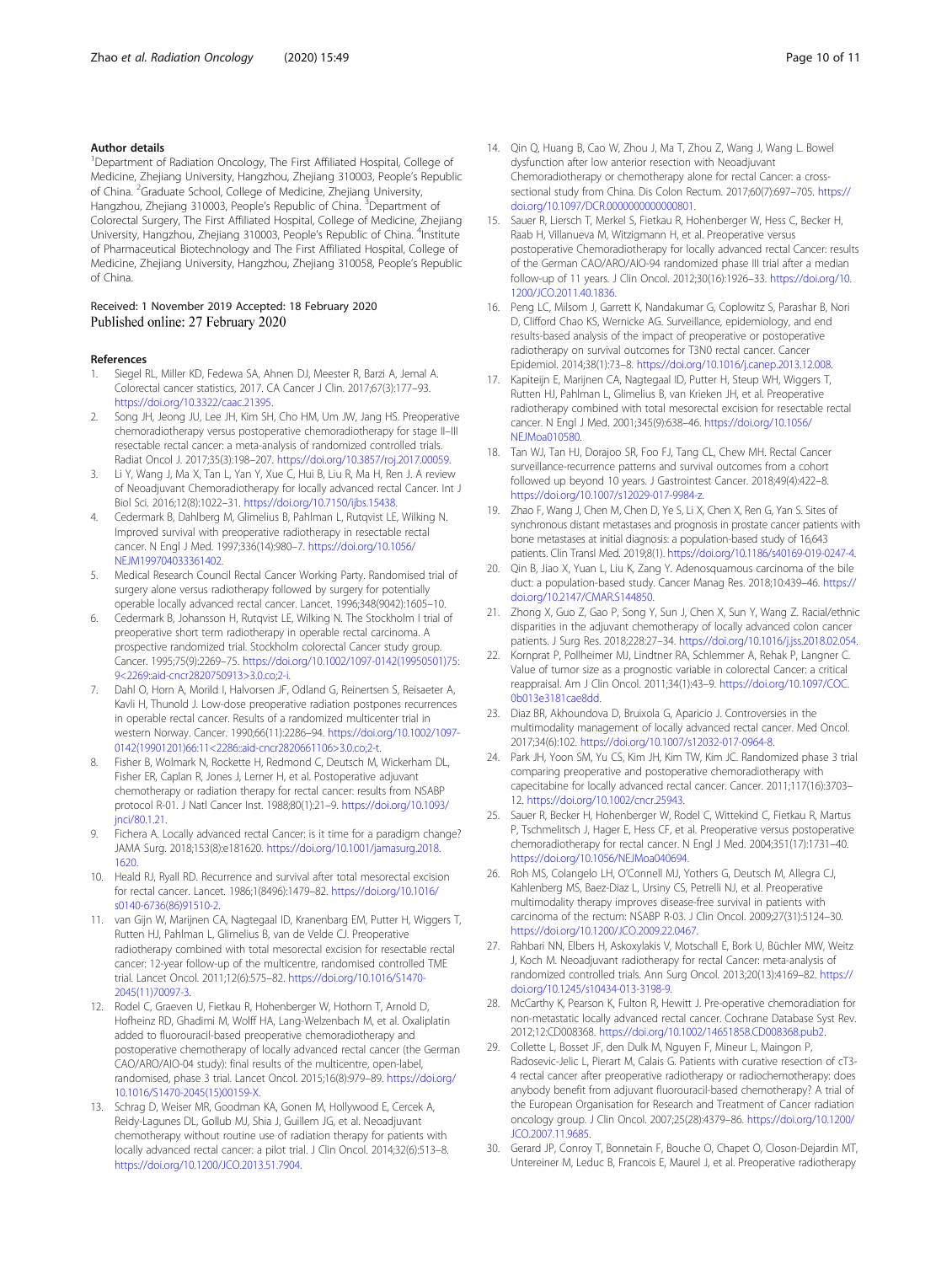### Author details

[1]Department of Radiation Oncology, The First Affiliated Hospital, College of Medicine, Zhejiang University, Hangzhou, Zhejiang 310003, People's Republic of China. [2]Graduate School, College of Medicine, Zhejiang University, Hangzhou, Zhejiang 310003, People's Republic of China. [3]Department of Colorectal Surgery, The First Affiliated Hospital, College of Medicine, Zhejiang University, Hangzhou, Zhejiang 310003, People's Republic of China. [4]Institute of Pharmaceutical Biotechnology and The First Affiliated Hospital, College of Medicine, Zhejiang University, Hangzhou, Zhejiang 310058, People's Republic of China.

Received: 1 November 2019 Accepted: 18 February 2020
Published online: 27 February 2020

### References

1. Siegel RL, Miller KD, Fedewa SA, Ahnen DJ, Meester R, Barzi A, Jemal A. Colorectal cancer statistics, 2017. CA Cancer J Clin. 2017;67(3):177–93. https://doi.org/10.3322/caac.21395.
2. Song JH, Jeong JU, Lee JH, Kim SH, Cho HM, Um JW, Jang HS. Preoperative chemoradiotherapy versus postoperative chemoradiotherapy for stage II–III resectable rectal cancer: a meta-analysis of randomized controlled trials. Radiat Oncol J. 2017;35(3):198–207. https://doi.org/10.3857/roj.2017.00059.
3. Li Y, Wang J, Ma X, Tan L, Yan Y, Xue C, Hui B, Liu R, Ma H, Ren J. A review of Neoadjuvant Chemoradiotherapy for locally advanced rectal Cancer. Int J Biol Sci. 2016;12(8):1022–31. https://doi.org/10.7150/ijbs.15438.
4. Cedermark B, Dahlberg M, Glimelius B, Pahlman L, Rutqvist LE, Wilking N. Improved survival with preoperative radiotherapy in resectable rectal cancer. N Engl J Med. 1997;336(14):980–7. https://doi.org/10.1056/NEJM199704033361402.
5. Medical Research Council Rectal Cancer Working Party. Randomised trial of surgery alone versus radiotherapy followed by surgery for potentially operable locally advanced rectal cancer. Lancet. 1996;348(9042):1605–10.
6. Cedermark B, Johansson H, Rutqvist LE, Wilking N. The Stockholm I trial of preoperative short term radiotherapy in operable rectal carcinoma. A prospective randomized trial. Stockholm colorectal Cancer study group. Cancer. 1995;75(9):2269–75. https://doi.org/10.1002/1097-0142(19950501)75:9<2269::aid-cncr2820750913>3.0.co;2-i.
7. Dahl O, Horn A, Morild I, Halvorsen JF, Odland G, Reinertsen S, Reisaeter A, Kavli H, Thunold J. Low-dose preoperative radiation postpones recurrences in operable rectal cancer. Results of a randomized multicenter trial in western Norway. Cancer. 1990;66(11):2286–94. https://doi.org/10.1002/1097-0142(19901201)66:11<2286::aid-cncr2820661106>3.0.co;2-t.
8. Fisher B, Wolmark N, Rockette H, Redmond C, Deutsch M, Wickerham DL, Fisher ER, Caplan R, Jones J, Lerner H, et al. Postoperative adjuvant chemotherapy or radiation therapy for rectal cancer: results from NSABP protocol R-01. J Natl Cancer Inst. 1988;80(1):21–9. https://doi.org/10.1093/jnci/80.1.21.
9. Fichera A. Locally advanced rectal Cancer: is it time for a paradigm change? JAMA Surg. 2018;153(8):e181620. https://doi.org/10.1001/jamasurg.2018.1620.
10. Heald RJ, Ryall RD. Recurrence and survival after total mesorectal excision for rectal cancer. Lancet. 1986;1(8496):1479–82. https://doi.org/10.1016/s0140-6736(86)91510-2.
11. van Gijn W, Marijnen CA, Nagtegaal ID, Kranenbarg EM, Putter H, Wiggers T, Rutten HJ, Pahlman L, Glimelius B, van de Velde CJ. Preoperative radiotherapy combined with total mesorectal excision for resectable rectal cancer: 12-year follow-up of the multicentre, randomised controlled TME trial. Lancet Oncol. 2011;12(6):575–82. https://doi.org/10.1016/S1470-2045(11)70097-3.
12. Rodel C, Graeven U, Fietkau R, Hohenberger W, Hothorn T, Arnold D, Hofheinz RD, Ghadimi M, Wolff HA, Lang-Welzenbach M, et al. Oxaliplatin added to fluorouracil-based preoperative chemoradiotherapy and postoperative chemotherapy of locally advanced rectal cancer (the German CAO/ARO/AIO-04 study): final results of the multicentre, open-label, randomised, phase 3 trial. Lancet Oncol. 2015;16(8):979–89. https://doi.org/10.1016/S1470-2045(15)00159-X.
13. Schrag D, Weiser MR, Goodman KA, Gonen M, Hollywood E, Cercek A, Reidy-Lagunes DL, Gollub MJ, Shia J, Guillem JG, et al. Neoadjuvant chemotherapy without routine use of radiation therapy for patients with locally advanced rectal cancer: a pilot trial. J Clin Oncol. 2014;32(6):513–8. https://doi.org/10.1200/JCO.2013.51.7904.
14. Qin Q, Huang B, Cao W, Zhou J, Ma T, Zhou Z, Wang J, Wang L. Bowel dysfunction after low anterior resection with Neoadjuvant Chemoradiotherapy or chemotherapy alone for rectal Cancer: a cross-sectional study from China. Dis Colon Rectum. 2017;60(7):697–705. https://doi.org/10.1097/DCR.0000000000000801.
15. Sauer R, Liersch T, Merkel S, Fietkau R, Hohenberger W, Hess C, Becker H, Raab H, Villanueva M, Witzigmann H, et al. Preoperative versus postoperative Chemoradiotherapy for locally advanced rectal Cancer: results of the German CAO/ARO/AIO-94 randomized phase III trial after a median follow-up of 11 years. J Clin Oncol. 2012;30(16):1926–33. https://doi.org/10.1200/JCO.2011.40.1836.
16. Peng LC, Milsom J, Garrett K, Nandakumar G, Coplowitz S, Parashar B, Nori D, Clifford Chao KS, Wernicke AG. Surveillance, epidemiology, and end results-based analysis of the impact of preoperative or postoperative radiotherapy on survival outcomes for T3N0 rectal cancer. Cancer Epidemiol. 2014;38(1):73–8. https://doi.org/10.1016/j.canep.2013.12.008.
17. Kapiteijn E, Marijnen CA, Nagtegaal ID, Putter H, Steup WH, Wiggers T, Rutten HJ, Pahlman L, Glimelius B, van Krieken JH, et al. Preoperative radiotherapy combined with total mesorectal excision for resectable rectal cancer. N Engl J Med. 2001;345(9):638–46. https://doi.org/10.1056/NEJMoa010580.
18. Tan WJ, Tan HJ, Dorajoo SR, Foo FJ, Tang CL, Chew MH. Rectal Cancer surveillance-recurrence patterns and survival outcomes from a cohort followed up beyond 10 years. J Gastrointest Cancer. 2018;49(4):422–8. https://doi.org/10.1007/s12029-017-9984-z.
19. Zhao F, Wang J, Chen M, Chen D, Ye S, Li X, Chen X, Ren G, Yan S. Sites of synchronous distant metastases and prognosis in prostate cancer patients with bone metastases at initial diagnosis: a population-based study of 16,643 patients. Clin Transl Med. 2019;8(1). https://doi.org/10.1186/s40169-019-0247-4.
20. Qin B, Jiao X, Yuan L, Liu K, Zang Y. Adenosquamous carcinoma of the bile duct: a population-based study. Cancer Manag Res. 2018;10:439–46. https://doi.org/10.2147/CMAR.S144850.
21. Zhong X, Guo Z, Gao P, Song Y, Sun J, Chen X, Sun Y, Wang Z. Racial/ethnic disparities in the adjuvant chemotherapy of locally advanced colon cancer patients. J Surg Res. 2018;228:27–34. https://doi.org/10.1016/j.jss.2018.02.054.
22. Kornprat P, Pollheimer MJ, Lindtner RA, Schlemmer A, Rehak P, Langner C. Value of tumor size as a prognostic variable in colorectal Cancer: a critical reappraisal. Am J Clin Oncol. 2011;34(1):43–9. https://doi.org/10.1097/COC.0b013e3181cae8dd.
23. Diaz BR, Akhoundova D, Bruixola G, Aparicio J. Controversies in the multimodality management of locally advanced rectal cancer. Med Oncol. 2017;34(6):102. https://doi.org/10.1007/s12032-017-0964-8.
24. Park JH, Yoon SM, Yu CS, Kim JH, Kim TW, Kim JC. Randomized phase 3 trial comparing preoperative and postoperative chemoradiotherapy with capecitabine for locally advanced rectal cancer. Cancer. 2011;117(16):3703–12. https://doi.org/10.1002/cncr.25943.
25. Sauer R, Becker H, Hohenberger W, Rodel C, Wittekind C, Fietkau R, Martus P, Tschmelitsch J, Hager E, Hess CF, et al. Preoperative versus postoperative chemoradiotherapy for rectal cancer. N Engl J Med. 2004;351(17):1731–40. https://doi.org/10.1056/NEJMoa040694.
26. Roh MS, Colangelo LH, O'Connell MJ, Yothers G, Deutsch M, Allegra CJ, Kahlenberg MS, Baez-Diaz L, Ursiny CS, Petrelli NJ, et al. Preoperative multimodality therapy improves disease-free survival in patients with carcinoma of the rectum: NSABP R-03. J Clin Oncol. 2009;27(31):5124–30. https://doi.org/10.1200/JCO.2009.22.0467.
27. Rahbari NN, Elbers H, Askoxylakis V, Motschall E, Bork U, Büchler MW, Weitz J, Koch M. Neoadjuvant radiotherapy for rectal Cancer: meta-analysis of randomized controlled trials. Ann Surg Oncol. 2013;20(13):4169–82. https://doi.org/10.1245/s10434-013-3198-9.
28. McCarthy K, Pearson K, Fulton R, Hewitt J. Pre-operative chemoradiation for non-metastatic locally advanced rectal cancer. Cochrane Database Syst Rev. 2012;12:CD008368. https://doi.org/10.1002/14651858.CD008368.pub2.
29. Collette L, Bosset JF, den Dulk M, Nguyen F, Mineur L, Maingon P, Radosevic-Jelic L, Pierart M, Calais G. Patients with curative resection of cT3-4 rectal cancer after preoperative radiotherapy or radiochemotherapy: does anybody benefit from adjuvant fluorouracil-based chemotherapy? A trial of the European Organisation for Research and Treatment of Cancer radiation oncology group. J Clin Oncol. 2007;25(28):4379–86. https://doi.org/10.1200/JCO.2007.11.9685.
30. Gerard JP, Conroy T, Bonnetain F, Bouche O, Chapet O, Closon-Dejardin MT, Untereiner M, Leduc B, Francois E, Maurel J, et al. Preoperative radiotherapy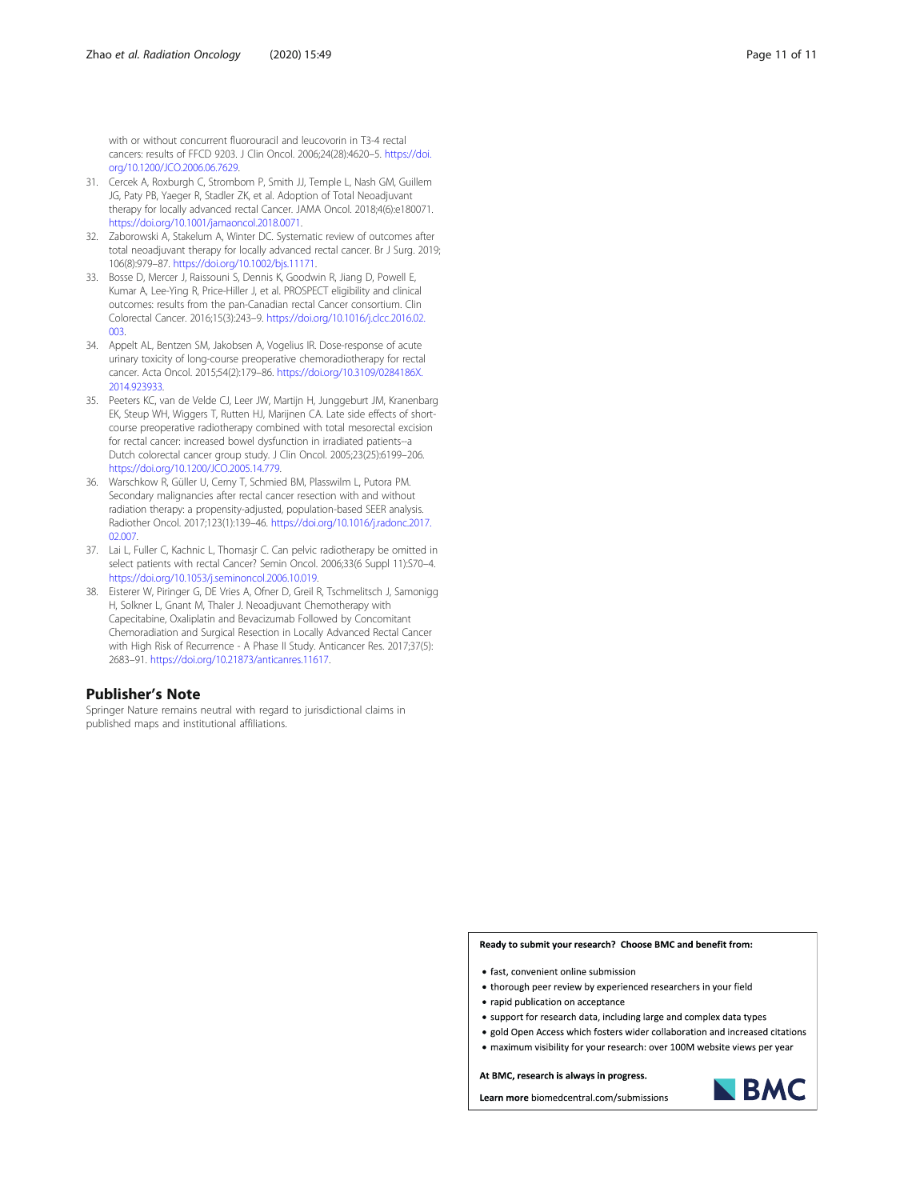with or without concurrent fluorouracil and leucovorin in T3-4 rectal cancers: results of FFCD 9203. J Clin Oncol. 2006;24(28):4620–5. https://doi.org/10.1200/JCO.2006.06.7629.

31. Cercek A, Roxburgh C, Strombom P, Smith JJ, Temple L, Nash GM, Guillem JG, Paty PB, Yaeger R, Stadler ZK, et al. Adoption of Total Neoadjuvant therapy for locally advanced rectal Cancer. JAMA Oncol. 2018;4(6):e180071. https://doi.org/10.1001/jamaoncol.2018.0071.
32. Zaborowski A, Stakelum A, Winter DC. Systematic review of outcomes after total neoadjuvant therapy for locally advanced rectal cancer. Br J Surg. 2019; 106(8):979–87. https://doi.org/10.1002/bjs.11171.
33. Bosse D, Mercer J, Raissouni S, Dennis K, Goodwin R, Jiang D, Powell E, Kumar A, Lee-Ying R, Price-Hiller J, et al. PROSPECT eligibility and clinical outcomes: results from the pan-Canadian rectal Cancer consortium. Clin Colorectal Cancer. 2016;15(3):243–9. https://doi.org/10.1016/j.clcc.2016.02.003.
34. Appelt AL, Bentzen SM, Jakobsen A, Vogelius IR. Dose-response of acute urinary toxicity of long-course preoperative chemoradiotherapy for rectal cancer. Acta Oncol. 2015;54(2):179–86. https://doi.org/10.3109/0284186X.2014.923933.
35. Peeters KC, van de Velde CJ, Leer JW, Martijn H, Junggeburt JM, Kranenbarg EK, Steup WH, Wiggers T, Rutten HJ, Marijnen CA. Late side effects of short-course preoperative radiotherapy combined with total mesorectal excision for rectal cancer: increased bowel dysfunction in irradiated patients--a Dutch colorectal cancer group study. J Clin Oncol. 2005;23(25):6199–206. https://doi.org/10.1200/JCO.2005.14.779.
36. Warschkow R, Güller U, Cerny T, Schmied BM, Plasswilm L, Putora PM. Secondary malignancies after rectal cancer resection with and without radiation therapy: a propensity-adjusted, population-based SEER analysis. Radiother Oncol. 2017;123(1):139–46. https://doi.org/10.1016/j.radonc.2017.02.007.
37. Lai L, Fuller C, Kachnic L, Thomasjr C. Can pelvic radiotherapy be omitted in select patients with rectal Cancer? Semin Oncol. 2006;33(6 Suppl 11):S70–4. https://doi.org/10.1053/j.seminoncol.2006.10.019.
38. Eisterer W, Piringer G, DE Vries A, Ofner D, Greil R, Tschmelitsch J, Samonigg H, Solkner L, Gnant M, Thaler J. Neoadjuvant Chemotherapy with Capecitabine, Oxaliplatin and Bevacizumab Followed by Concomitant Chemoradiation and Surgical Resection in Locally Advanced Rectal Cancer with High Risk of Recurrence - A Phase II Study. Anticancer Res. 2017;37(5): 2683–91. https://doi.org/10.21873/anticanres.11617.

## Publisher's Note

Springer Nature remains neutral with regard to jurisdictional claims in published maps and institutional affiliations.

**Ready to submit your research? Choose BMC and benefit from:**

- fast, convenient online submission
- thorough peer review by experienced researchers in your field
- rapid publication on acceptance
- support for research data, including large and complex data types
- gold Open Access which fosters wider collaboration and increased citations
- maximum visibility for your research: over 100M website views per year

**At BMC, research is always in progress.**

**Learn more** biomedcentral.com/submissions

BMC